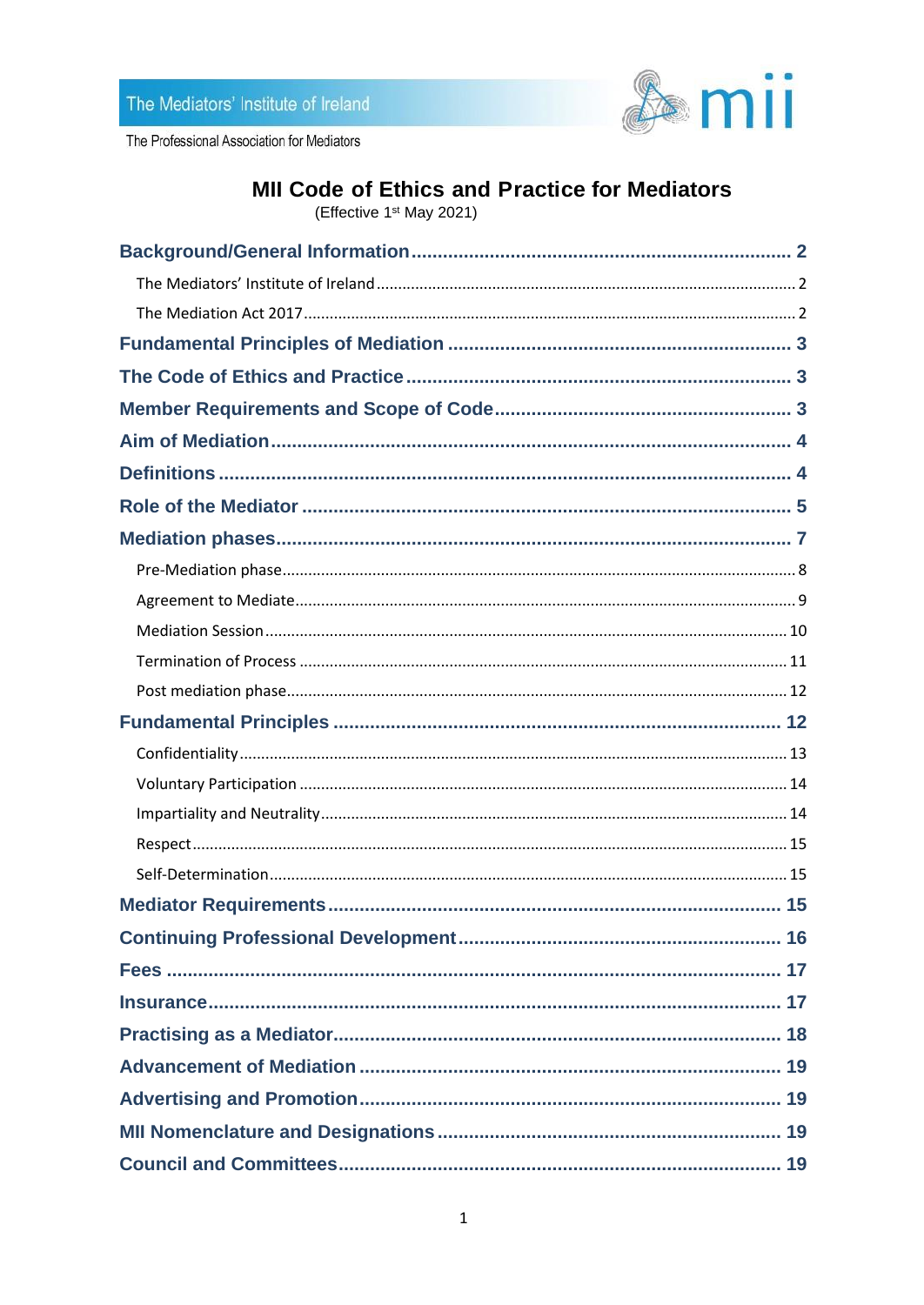The Mediators' Institute of Ireland

The Professional Association for Mediators

# MII Code of Ethics and Practice for Mediators

(Effective 1st May 2021)

- **Background/General Information** ..... 2
  - The Mediators' Institute of Ireland ..... 2
  - The Mediation Act 2017 ..... 2
- **Fundamental Principles of Mediation** ..... 3
- **The Code of Ethics and Practice** ..... 3
- **Member Requirements and Scope of Code** ..... 3
- **Aim of Mediation** ..... 4
- **Definitions** ..... 4
- **Role of the Mediator** ..... 5
- **Mediation phases** ..... 7
  - Pre-Mediation phase ..... 8
  - Agreement to Mediate ..... 9
  - Mediation Session ..... 10
  - Termination of Process ..... 11
  - Post mediation phase ..... 12
- **Fundamental Principles** ..... 12
  - Confidentiality ..... 13
  - Voluntary Participation ..... 14
  - Impartiality and Neutrality ..... 14
  - Respect ..... 15
  - Self-Determination ..... 15
- **Mediator Requirements** ..... 15
- **Continuing Professional Development** ..... 16
- **Fees** ..... 17
- **Insurance** ..... 17
- **Practising as a Mediator** ..... 18
- **Advancement of Mediation** ..... 19
- **Advertising and Promotion** ..... 19
- **MII Nomenclature and Designations** ..... 19
- **Council and Committees** ..... 19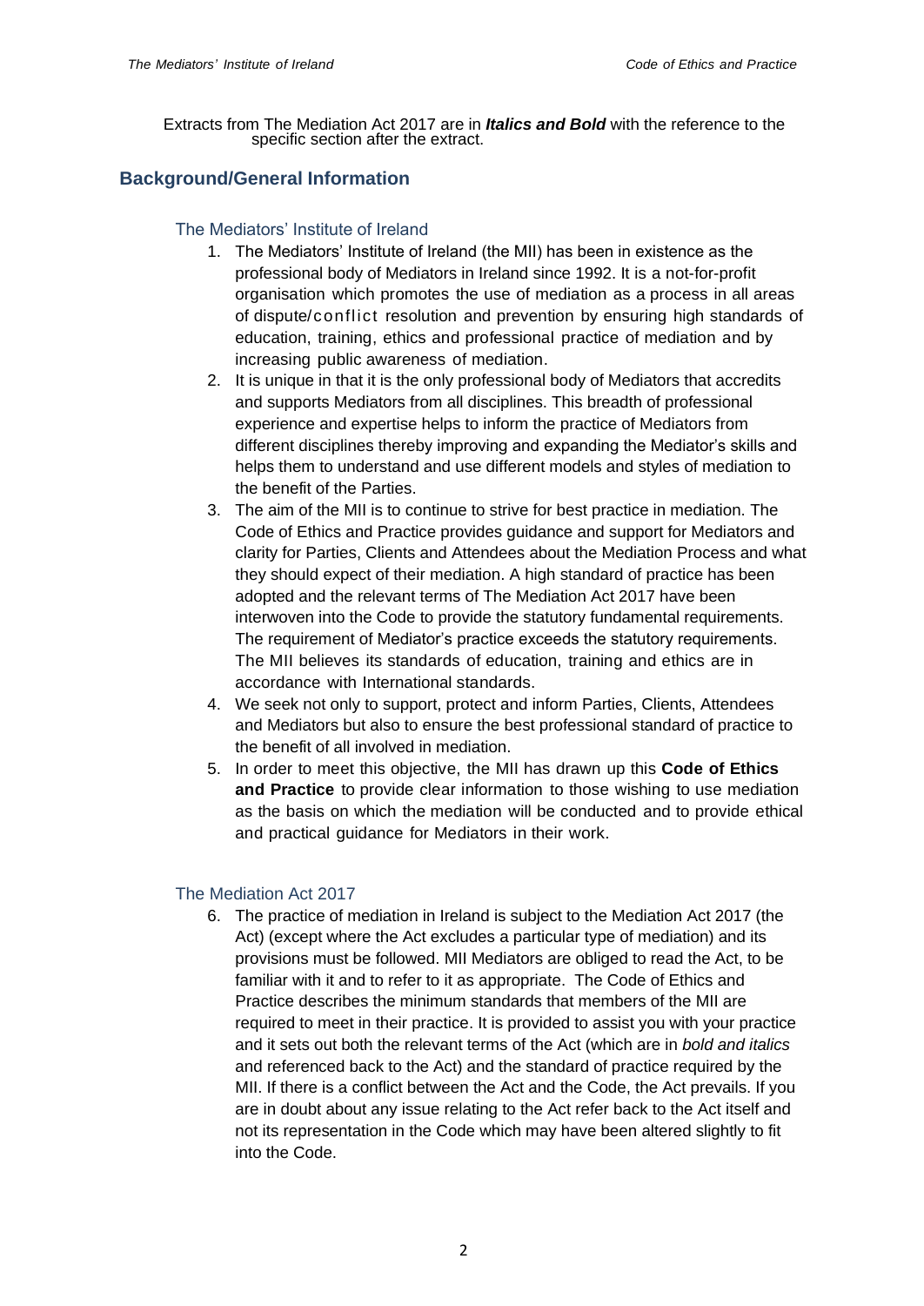Extracts from The Mediation Act 2017 are in ***Italics and Bold*** with the reference to the specific section after the extract.

## Background/General Information

### The Mediators' Institute of Ireland

1. The Mediators' Institute of Ireland (the MII) has been in existence as the professional body of Mediators in Ireland since 1992. It is a not-for-profit organisation which promotes the use of mediation as a process in all areas of dispute/conflict resolution and prevention by ensuring high standards of education, training, ethics and professional practice of mediation and by increasing public awareness of mediation.
2. It is unique in that it is the only professional body of Mediators that accredits and supports Mediators from all disciplines. This breadth of professional experience and expertise helps to inform the practice of Mediators from different disciplines thereby improving and expanding the Mediator's skills and helps them to understand and use different models and styles of mediation to the benefit of the Parties.
3. The aim of the MII is to continue to strive for best practice in mediation. The Code of Ethics and Practice provides guidance and support for Mediators and clarity for Parties, Clients and Attendees about the Mediation Process and what they should expect of their mediation. A high standard of practice has been adopted and the relevant terms of The Mediation Act 2017 have been interwoven into the Code to provide the statutory fundamental requirements. The requirement of Mediator's practice exceeds the statutory requirements. The MII believes its standards of education, training and ethics are in accordance with International standards.
4. We seek not only to support, protect and inform Parties, Clients, Attendees and Mediators but also to ensure the best professional standard of practice to the benefit of all involved in mediation.
5. In order to meet this objective, the MII has drawn up this **Code of Ethics and Practice** to provide clear information to those wishing to use mediation as the basis on which the mediation will be conducted and to provide ethical and practical guidance for Mediators in their work.

### The Mediation Act 2017

6. The practice of mediation in Ireland is subject to the Mediation Act 2017 (the Act) (except where the Act excludes a particular type of mediation) and its provisions must be followed. MII Mediators are obliged to read the Act, to be familiar with it and to refer to it as appropriate. The Code of Ethics and Practice describes the minimum standards that members of the MII are required to meet in their practice. It is provided to assist you with your practice and it sets out both the relevant terms of the Act (which are in *bold and italics* and referenced back to the Act) and the standard of practice required by the MII. If there is a conflict between the Act and the Code, the Act prevails. If you are in doubt about any issue relating to the Act refer back to the Act itself and not its representation in the Code which may have been altered slightly to fit into the Code.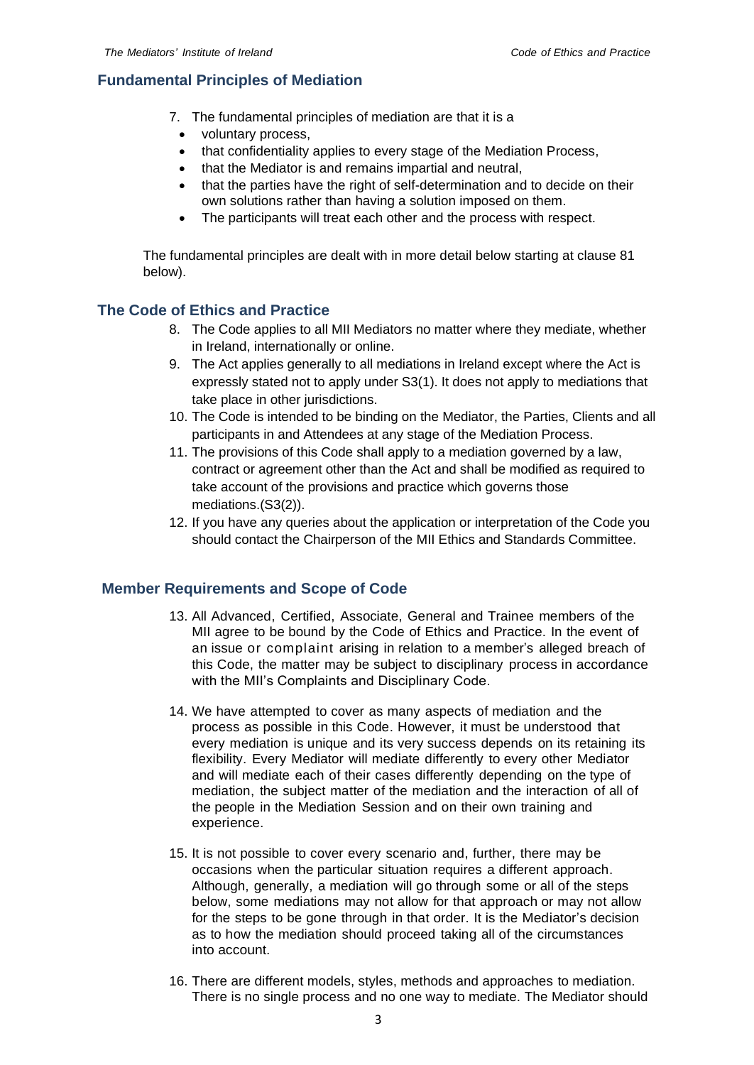## Fundamental Principles of Mediation

7. The fundamental principles of mediation are that it is a
   - voluntary process,
   - that confidentiality applies to every stage of the Mediation Process,
   - that the Mediator is and remains impartial and neutral,
   - that the parties have the right of self-determination and to decide on their own solutions rather than having a solution imposed on them.
   - The participants will treat each other and the process with respect.

The fundamental principles are dealt with in more detail below starting at clause 81 below).

## The Code of Ethics and Practice

8. The Code applies to all MII Mediators no matter where they mediate, whether in Ireland, internationally or online.
9. The Act applies generally to all mediations in Ireland except where the Act is expressly stated not to apply under S3(1). It does not apply to mediations that take place in other jurisdictions.
10. The Code is intended to be binding on the Mediator, the Parties, Clients and all participants in and Attendees at any stage of the Mediation Process.
11. The provisions of this Code shall apply to a mediation governed by a law, contract or agreement other than the Act and shall be modified as required to take account of the provisions and practice which governs those mediations.(S3(2)).
12. If you have any queries about the application or interpretation of the Code you should contact the Chairperson of the MII Ethics and Standards Committee.

## Member Requirements and Scope of Code

13. All Advanced, Certified, Associate, General and Trainee members of the MII agree to be bound by the Code of Ethics and Practice. In the event of an issue or complaint arising in relation to a member's alleged breach of this Code, the matter may be subject to disciplinary process in accordance with the MII's Complaints and Disciplinary Code.

14. We have attempted to cover as many aspects of mediation and the process as possible in this Code. However, it must be understood that every mediation is unique and its very success depends on its retaining its flexibility. Every Mediator will mediate differently to every other Mediator and will mediate each of their cases differently depending on the type of mediation, the subject matter of the mediation and the interaction of all of the people in the Mediation Session and on their own training and experience.

15. It is not possible to cover every scenario and, further, there may be occasions when the particular situation requires a different approach. Although, generally, a mediation will go through some or all of the steps below, some mediations may not allow for that approach or may not allow for the steps to be gone through in that order. It is the Mediator's decision as to how the mediation should proceed taking all of the circumstances into account.

16. There are different models, styles, methods and approaches to mediation. There is no single process and no one way to mediate. The Mediator should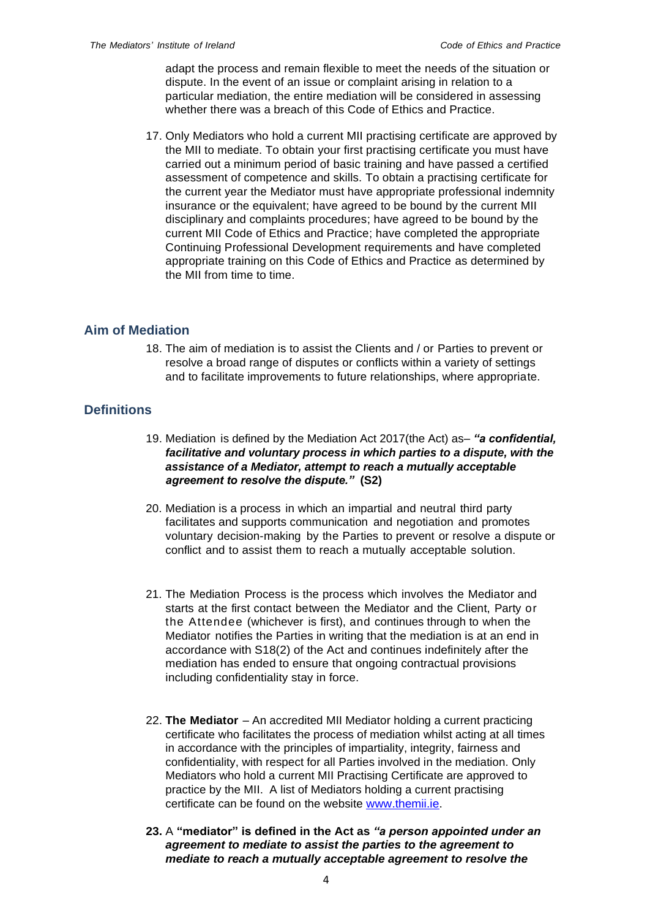adapt the process and remain flexible to meet the needs of the situation or dispute. In the event of an issue or complaint arising in relation to a particular mediation, the entire mediation will be considered in assessing whether there was a breach of this Code of Ethics and Practice.

17. Only Mediators who hold a current MII practising certificate are approved by the MII to mediate. To obtain your first practising certificate you must have carried out a minimum period of basic training and have passed a certified assessment of competence and skills. To obtain a practising certificate for the current year the Mediator must have appropriate professional indemnity insurance or the equivalent; have agreed to be bound by the current MII disciplinary and complaints procedures; have agreed to be bound by the current MII Code of Ethics and Practice; have completed the appropriate Continuing Professional Development requirements and have completed appropriate training on this Code of Ethics and Practice as determined by the MII from time to time.

## Aim of Mediation

18. The aim of mediation is to assist the Clients and / or Parties to prevent or resolve a broad range of disputes or conflicts within a variety of settings and to facilitate improvements to future relationships, where appropriate.

## Definitions

19. Mediation is defined by the Mediation Act 2017(the Act) as– ***"a confidential, facilitative and voluntary process in which parties to a dispute, with the assistance of a Mediator, attempt to reach a mutually acceptable agreement to resolve the dispute."*** **(S2)**

20. Mediation is a process in which an impartial and neutral third party facilitates and supports communication and negotiation and promotes voluntary decision-making by the Parties to prevent or resolve a dispute or conflict and to assist them to reach a mutually acceptable solution.

21. The Mediation Process is the process which involves the Mediator and starts at the first contact between the Mediator and the Client, Party or the Attendee (whichever is first), and continues through to when the Mediator notifies the Parties in writing that the mediation is at an end in accordance with S18(2) of the Act and continues indefinitely after the mediation has ended to ensure that ongoing contractual provisions including confidentiality stay in force.

22. **The Mediator** – An accredited MII Mediator holding a current practicing certificate who facilitates the process of mediation whilst acting at all times in accordance with the principles of impartiality, integrity, fairness and confidentiality, with respect for all Parties involved in the mediation. Only Mediators who hold a current MII Practising Certificate are approved to practice by the MII. A list of Mediators holding a current practising certificate can be found on the website www.themii.ie.

23. A **"mediator" is defined in the Act as** ***"a person appointed under an agreement to mediate to assist the parties to the agreement to mediate to reach a mutually acceptable agreement to resolve the***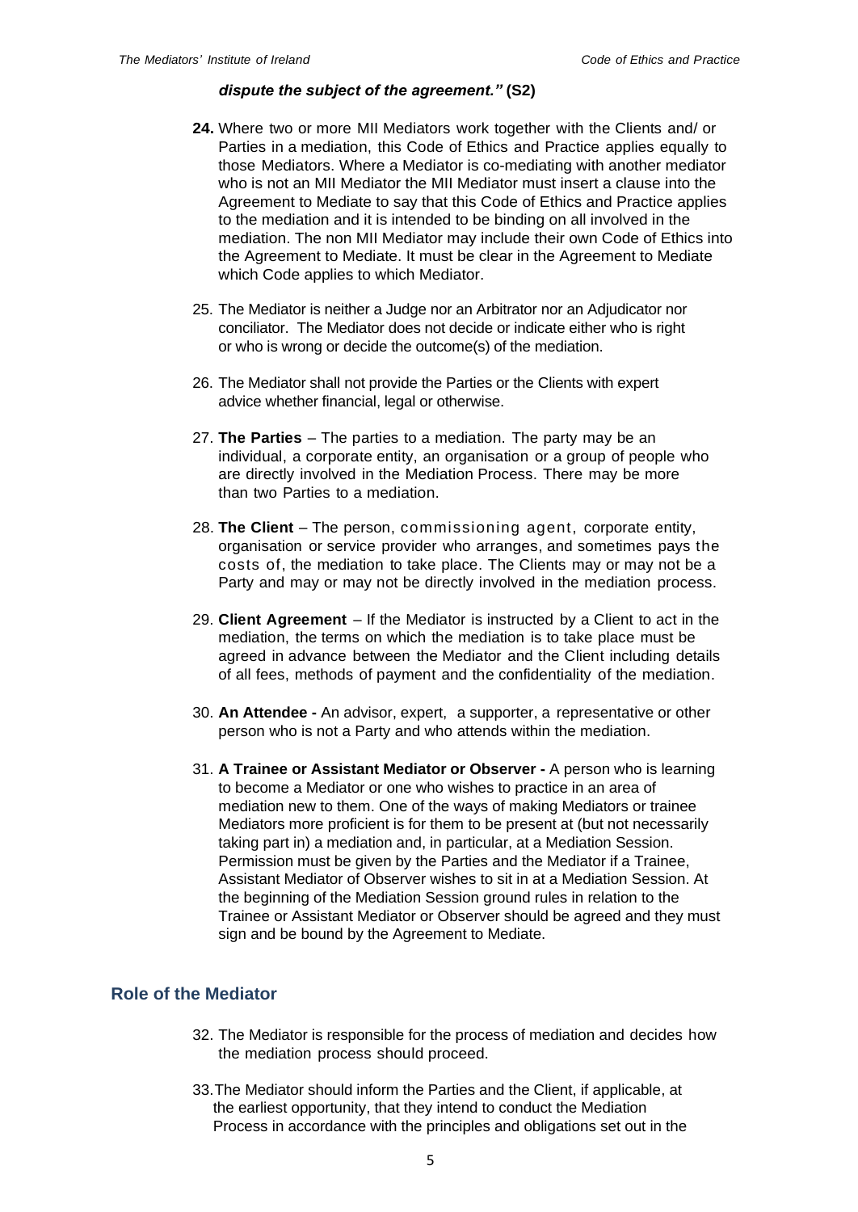***dispute the subject of the agreement."* (S2)**

24. Where two or more MII Mediators work together with the Clients and/ or Parties in a mediation, this Code of Ethics and Practice applies equally to those Mediators. Where a Mediator is co-mediating with another mediator who is not an MII Mediator the MII Mediator must insert a clause into the Agreement to Mediate to say that this Code of Ethics and Practice applies to the mediation and it is intended to be binding on all involved in the mediation. The non MII Mediator may include their own Code of Ethics into the Agreement to Mediate. It must be clear in the Agreement to Mediate which Code applies to which Mediator.

25. The Mediator is neither a Judge nor an Arbitrator nor an Adjudicator nor conciliator. The Mediator does not decide or indicate either who is right or who is wrong or decide the outcome(s) of the mediation.

26. The Mediator shall not provide the Parties or the Clients with expert advice whether financial, legal or otherwise.

27. **The Parties** – The parties to a mediation. The party may be an individual, a corporate entity, an organisation or a group of people who are directly involved in the Mediation Process. There may be more than two Parties to a mediation.

28. **The Client** – The person, commissioning agent, corporate entity, organisation or service provider who arranges, and sometimes pays the costs of, the mediation to take place. The Clients may or may not be a Party and may or may not be directly involved in the mediation process.

29. **Client Agreement** – If the Mediator is instructed by a Client to act in the mediation, the terms on which the mediation is to take place must be agreed in advance between the Mediator and the Client including details of all fees, methods of payment and the confidentiality of the mediation.

30. **An Attendee -** An advisor, expert, a supporter, a representative or other person who is not a Party and who attends within the mediation.

31. **A Trainee or Assistant Mediator or Observer -** A person who is learning to become a Mediator or one who wishes to practice in an area of mediation new to them. One of the ways of making Mediators or trainee Mediators more proficient is for them to be present at (but not necessarily taking part in) a mediation and, in particular, at a Mediation Session. Permission must be given by the Parties and the Mediator if a Trainee, Assistant Mediator of Observer wishes to sit in at a Mediation Session. At the beginning of the Mediation Session ground rules in relation to the Trainee or Assistant Mediator or Observer should be agreed and they must sign and be bound by the Agreement to Mediate.

## Role of the Mediator

32. The Mediator is responsible for the process of mediation and decides how the mediation process should proceed.

33. The Mediator should inform the Parties and the Client, if applicable, at the earliest opportunity, that they intend to conduct the Mediation Process in accordance with the principles and obligations set out in the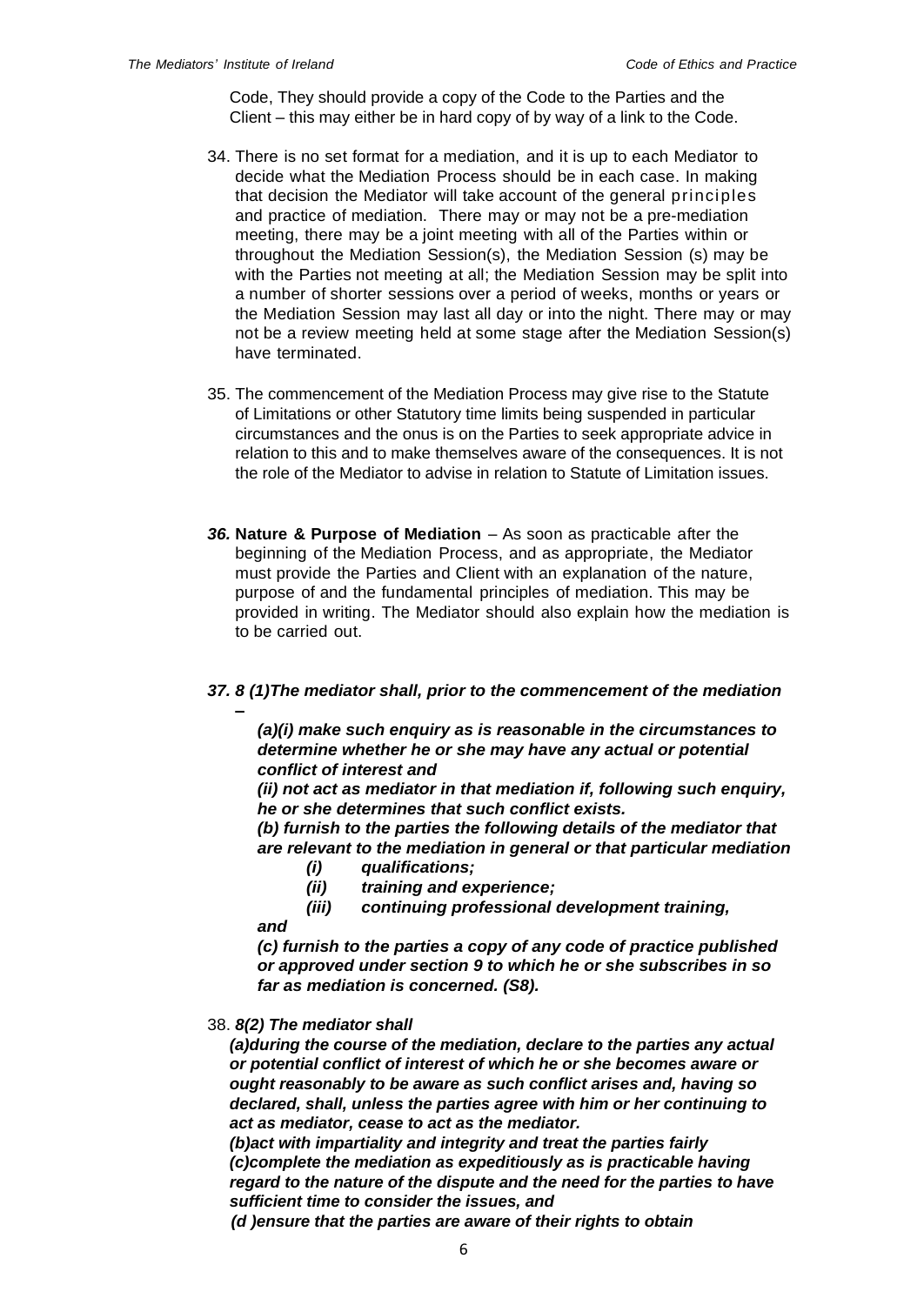Code, They should provide a copy of the Code to the Parties and the Client – this may either be in hard copy of by way of a link to the Code.

34. There is no set format for a mediation, and it is up to each Mediator to decide what the Mediation Process should be in each case. In making that decision the Mediator will take account of the general principles and practice of mediation. There may or may not be a pre-mediation meeting, there may be a joint meeting with all of the Parties within or throughout the Mediation Session(s), the Mediation Session (s) may be with the Parties not meeting at all; the Mediation Session may be split into a number of shorter sessions over a period of weeks, months or years or the Mediation Session may last all day or into the night. There may or may not be a review meeting held at some stage after the Mediation Session(s) have terminated.

35. The commencement of the Mediation Process may give rise to the Statute of Limitations or other Statutory time limits being suspended in particular circumstances and the onus is on the Parties to seek appropriate advice in relation to this and to make themselves aware of the consequences. It is not the role of the Mediator to advise in relation to Statute of Limitation issues.

***36.*** **Nature & Purpose of Mediation** – As soon as practicable after the beginning of the Mediation Process, and as appropriate, the Mediator must provide the Parties and Client with an explanation of the nature, purpose of and the fundamental principles of mediation. This may be provided in writing. The Mediator should also explain how the mediation is to be carried out.

***37. 8 (1)The mediator shall, prior to the commencement of the mediation –***

***(a)(i) make such enquiry as is reasonable in the circumstances to determine whether he or she may have any actual or potential conflict of interest and***

***(ii) not act as mediator in that mediation if, following such enquiry, he or she determines that such conflict exists.***

***(b) furnish to the parties the following details of the mediator that are relevant to the mediation in general or that particular mediation***

- ***(i) qualifications;***
- ***(ii) training and experience;***
- ***(iii) continuing professional development training,***

***and***

***(c) furnish to the parties a copy of any code of practice published or approved under section 9 to which he or she subscribes in so far as mediation is concerned. (S8).***

38. ***8(2) The mediator shall***

***(a)during the course of the mediation, declare to the parties any actual or potential conflict of interest of which he or she becomes aware or ought reasonably to be aware as such conflict arises and, having so declared, shall, unless the parties agree with him or her continuing to act as mediator, cease to act as the mediator.***

***(b)act with impartiality and integrity and treat the parties fairly***

***(c)complete the mediation as expeditiously as is practicable having regard to the nature of the dispute and the need for the parties to have sufficient time to consider the issues, and***

***(d )ensure that the parties are aware of their rights to obtain***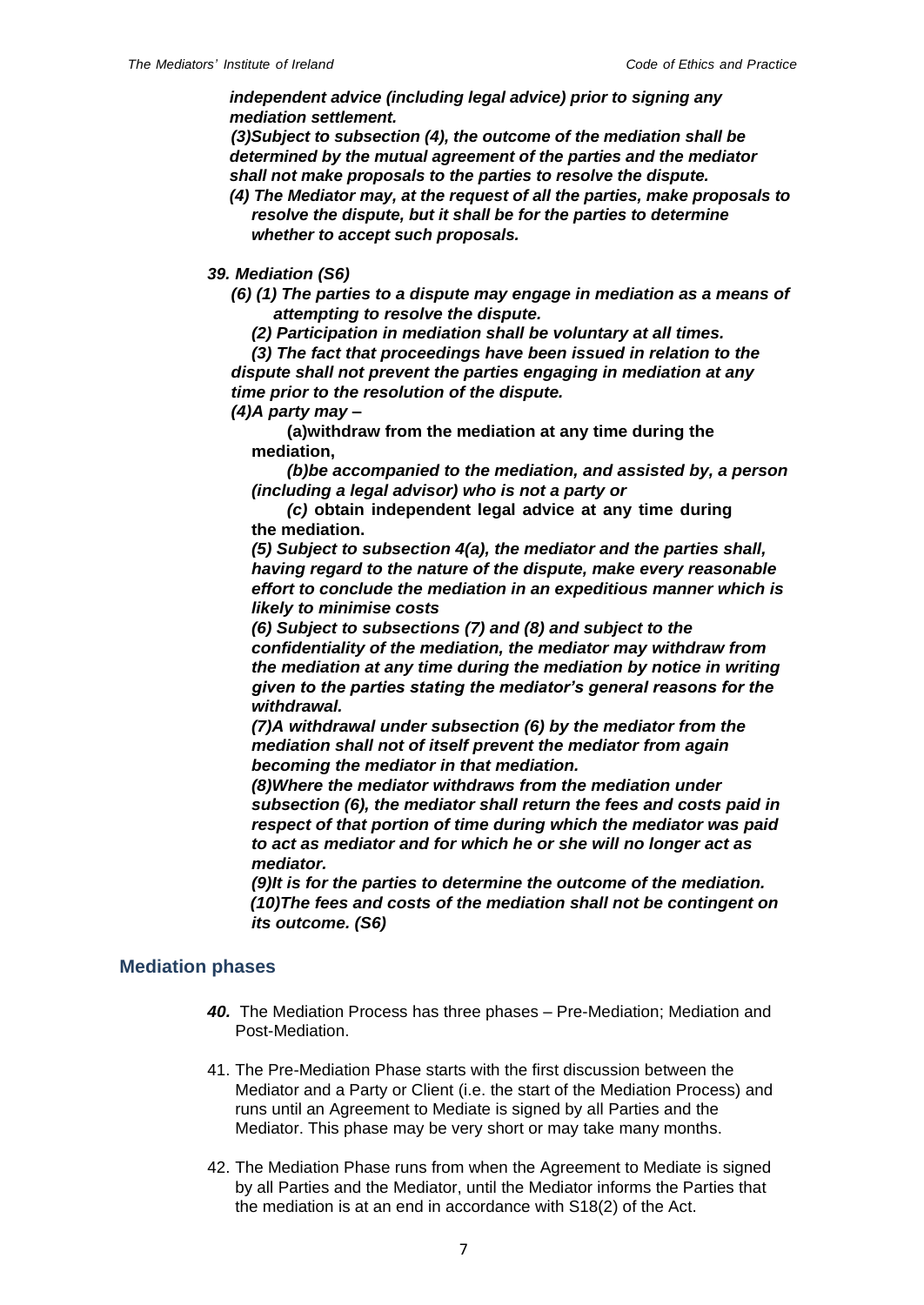***independent advice (including legal advice) prior to signing any mediation settlement.***

***(3)Subject to subsection (4), the outcome of the mediation shall be determined by the mutual agreement of the parties and the mediator shall not make proposals to the parties to resolve the dispute.***

***(4) The Mediator may, at the request of all the parties, make proposals to resolve the dispute, but it shall be for the parties to determine whether to accept such proposals.***

***39. Mediation (S6)***

***(6) (1) The parties to a dispute may engage in mediation as a means of attempting to resolve the dispute.***

***(2) Participation in mediation shall be voluntary at all times.***

***(3) The fact that proceedings have been issued in relation to the dispute shall not prevent the parties engaging in mediation at any time prior to the resolution of the dispute.***

***(4)A party may –***

**(a)withdraw from the mediation at any time during the mediation,**

***(b)be accompanied to the mediation, and assisted by, a person (including a legal advisor) who is not a party or***

***(c)*** **obtain independent legal advice at any time during the mediation.**

***(5) Subject to subsection 4(a), the mediator and the parties shall, having regard to the nature of the dispute, make every reasonable effort to conclude the mediation in an expeditious manner which is likely to minimise costs***

***(6) Subject to subsections (7) and (8) and subject to the confidentiality of the mediation, the mediator may withdraw from the mediation at any time during the mediation by notice in writing given to the parties stating the mediator's general reasons for the withdrawal.***

***(7)A withdrawal under subsection (6) by the mediator from the mediation shall not of itself prevent the mediator from again becoming the mediator in that mediation.***

***(8)Where the mediator withdraws from the mediation under subsection (6), the mediator shall return the fees and costs paid in respect of that portion of time during which the mediator was paid to act as mediator and for which he or she will no longer act as mediator.***

***(9)It is for the parties to determine the outcome of the mediation.***

***(10)The fees and costs of the mediation shall not be contingent on its outcome. (S6)***

## Mediation phases

***40.*** The Mediation Process has three phases – Pre-Mediation; Mediation and Post-Mediation.

41. The Pre-Mediation Phase starts with the first discussion between the Mediator and a Party or Client (i.e. the start of the Mediation Process) and runs until an Agreement to Mediate is signed by all Parties and the Mediator. This phase may be very short or may take many months.

42. The Mediation Phase runs from when the Agreement to Mediate is signed by all Parties and the Mediator, until the Mediator informs the Parties that the mediation is at an end in accordance with S18(2) of the Act.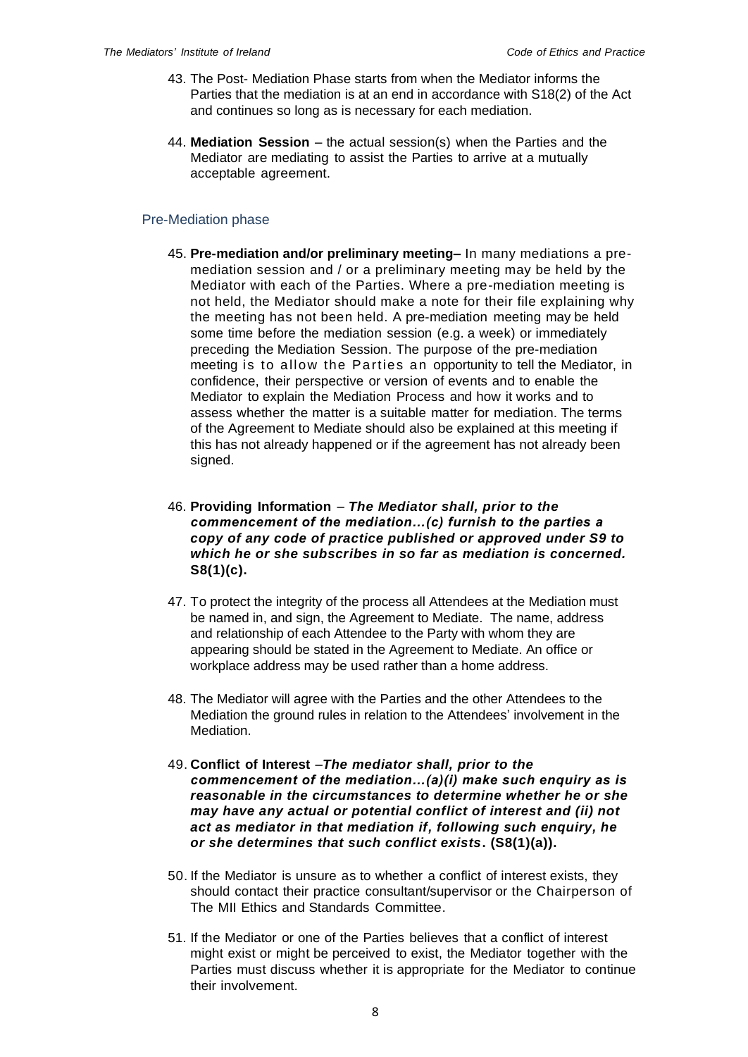43. The Post- Mediation Phase starts from when the Mediator informs the Parties that the mediation is at an end in accordance with S18(2) of the Act and continues so long as is necessary for each mediation.

44. **Mediation Session** – the actual session(s) when the Parties and the Mediator are mediating to assist the Parties to arrive at a mutually acceptable agreement.

## Pre-Mediation phase

45. **Pre-mediation and/or preliminary meeting–** In many mediations a pre-mediation session and / or a preliminary meeting may be held by the Mediator with each of the Parties. Where a pre-mediation meeting is not held, the Mediator should make a note for their file explaining why the meeting has not been held. A pre-mediation meeting may be held some time before the mediation session (e.g. a week) or immediately preceding the Mediation Session. The purpose of the pre-mediation meeting is to allow the Parties an opportunity to tell the Mediator, in confidence, their perspective or version of events and to enable the Mediator to explain the Mediation Process and how it works and to assess whether the matter is a suitable matter for mediation. The terms of the Agreement to Mediate should also be explained at this meeting if this has not already happened or if the agreement has not already been signed.

46. **Providing Information** – ***The Mediator shall, prior to the commencement of the mediation…(c) furnish to the parties a copy of any code of practice published or approved under S9 to which he or she subscribes in so far as mediation is concerned.*** **S8(1)(c).**

47. To protect the integrity of the process all Attendees at the Mediation must be named in, and sign, the Agreement to Mediate. The name, address and relationship of each Attendee to the Party with whom they are appearing should be stated in the Agreement to Mediate. An office or workplace address may be used rather than a home address.

48. The Mediator will agree with the Parties and the other Attendees to the Mediation the ground rules in relation to the Attendees' involvement in the Mediation.

49. **Conflict of Interest** –***The mediator shall, prior to the commencement of the mediation…(a)(i) make such enquiry as is reasonable in the circumstances to determine whether he or she may have any actual or potential conflict of interest and (ii) not act as mediator in that mediation if, following such enquiry, he or she determines that such conflict exists***. **(S8(1)(a)).**

50. If the Mediator is unsure as to whether a conflict of interest exists, they should contact their practice consultant/supervisor or the Chairperson of The MII Ethics and Standards Committee.

51. If the Mediator or one of the Parties believes that a conflict of interest might exist or might be perceived to exist, the Mediator together with the Parties must discuss whether it is appropriate for the Mediator to continue their involvement.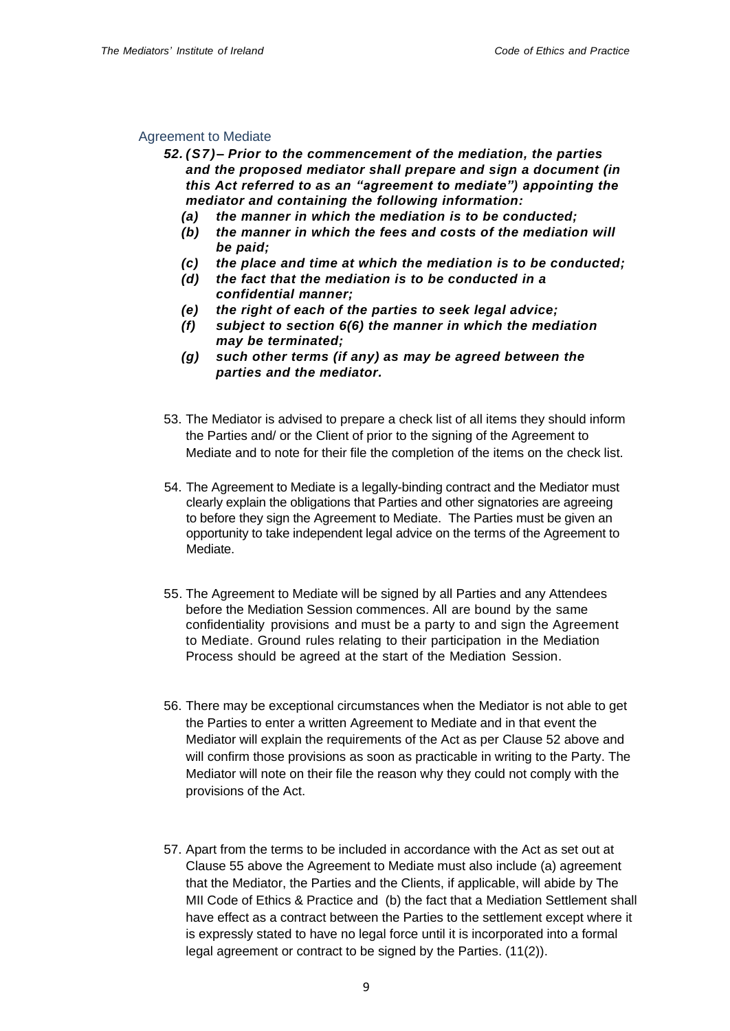## Agreement to Mediate

***52. (S7) – Prior to the commencement of the mediation, the parties and the proposed mediator shall prepare and sign a document (in this Act referred to as an "agreement to mediate") appointing the mediator and containing the following information:***

- ***(a) the manner in which the mediation is to be conducted;***
- ***(b) the manner in which the fees and costs of the mediation will be paid;***
- ***(c) the place and time at which the mediation is to be conducted;***
- ***(d) the fact that the mediation is to be conducted in a confidential manner;***
- ***(e) the right of each of the parties to seek legal advice;***
- ***(f) subject to section 6(6) the manner in which the mediation may be terminated;***
- ***(g) such other terms (if any) as may be agreed between the parties and the mediator.***

53. The Mediator is advised to prepare a check list of all items they should inform the Parties and/ or the Client of prior to the signing of the Agreement to Mediate and to note for their file the completion of the items on the check list.

54. The Agreement to Mediate is a legally-binding contract and the Mediator must clearly explain the obligations that Parties and other signatories are agreeing to before they sign the Agreement to Mediate. The Parties must be given an opportunity to take independent legal advice on the terms of the Agreement to Mediate.

55. The Agreement to Mediate will be signed by all Parties and any Attendees before the Mediation Session commences. All are bound by the same confidentiality provisions and must be a party to and sign the Agreement to Mediate. Ground rules relating to their participation in the Mediation Process should be agreed at the start of the Mediation Session.

56. There may be exceptional circumstances when the Mediator is not able to get the Parties to enter a written Agreement to Mediate and in that event the Mediator will explain the requirements of the Act as per Clause 52 above and will confirm those provisions as soon as practicable in writing to the Party. The Mediator will note on their file the reason why they could not comply with the provisions of the Act.

57. Apart from the terms to be included in accordance with the Act as set out at Clause 55 above the Agreement to Mediate must also include (a) agreement that the Mediator, the Parties and the Clients, if applicable, will abide by The MII Code of Ethics & Practice and (b) the fact that a Mediation Settlement shall have effect as a contract between the Parties to the settlement except where it is expressly stated to have no legal force until it is incorporated into a formal legal agreement or contract to be signed by the Parties. (11(2)).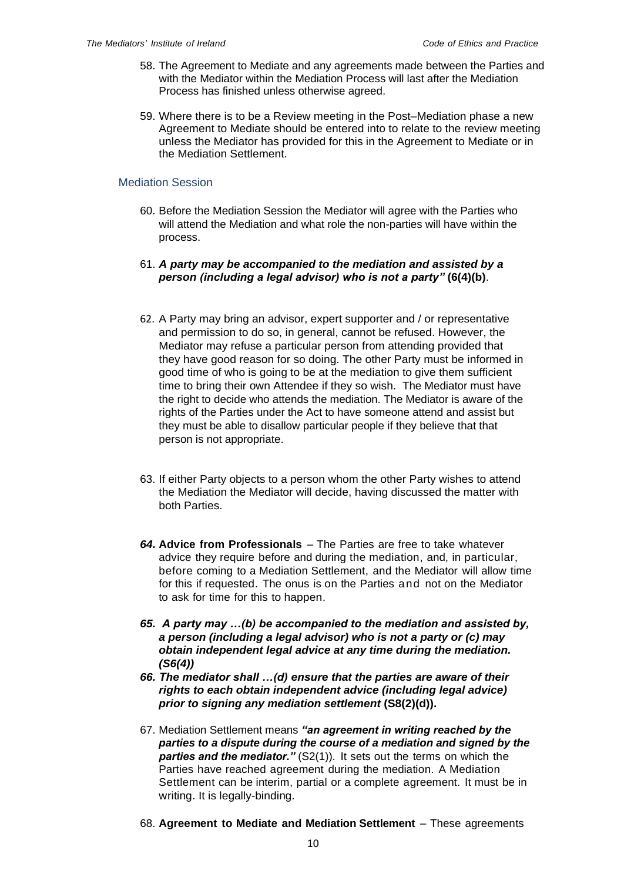58. The Agreement to Mediate and any agreements made between the Parties and with the Mediator within the Mediation Process will last after the Mediation Process has finished unless otherwise agreed.

59. Where there is to be a Review meeting in the Post–Mediation phase a new Agreement to Mediate should be entered into to relate to the review meeting unless the Mediator has provided for this in the Agreement to Mediate or in the Mediation Settlement.

## Mediation Session

60. Before the Mediation Session the Mediator will agree with the Parties who will attend the Mediation and what role the non-parties will have within the process.

61. ***A party may be accompanied to the mediation and assisted by a person (including a legal advisor) who is not a party"*** **(6(4)(b)**.

62. A Party may bring an advisor, expert supporter and / or representative and permission to do so, in general, cannot be refused. However, the Mediator may refuse a particular person from attending provided that they have good reason for so doing. The other Party must be informed in good time of who is going to be at the mediation to give them sufficient time to bring their own Attendee if they so wish. The Mediator must have the right to decide who attends the mediation. The Mediator is aware of the rights of the Parties under the Act to have someone attend and assist but they must be able to disallow particular people if they believe that that person is not appropriate.

63. If either Party objects to a person whom the other Party wishes to attend the Mediation the Mediator will decide, having discussed the matter with both Parties.

64. **Advice from Professionals** – The Parties are free to take whatever advice they require before and during the mediation, and, in particular, before coming to a Mediation Settlement, and the Mediator will allow time for this if requested. The onus is on the Parties and not on the Mediator to ask for time for this to happen.

65. ***A party may …(b) be accompanied to the mediation and assisted by, a person (including a legal advisor) who is not a party or (c) may obtain independent legal advice at any time during the mediation. (S6(4))***

66. ***The mediator shall …(d) ensure that the parties are aware of their rights to each obtain independent advice (including legal advice) prior to signing any mediation settlement*** **(S8(2)(d)).**

67. Mediation Settlement means ***"an agreement in writing reached by the parties to a dispute during the course of a mediation and signed by the parties and the mediator."*** (S2(1)). It sets out the terms on which the Parties have reached agreement during the mediation. A Mediation Settlement can be interim, partial or a complete agreement. It must be in writing. It is legally-binding.

68. **Agreement to Mediate and Mediation Settlement** – These agreements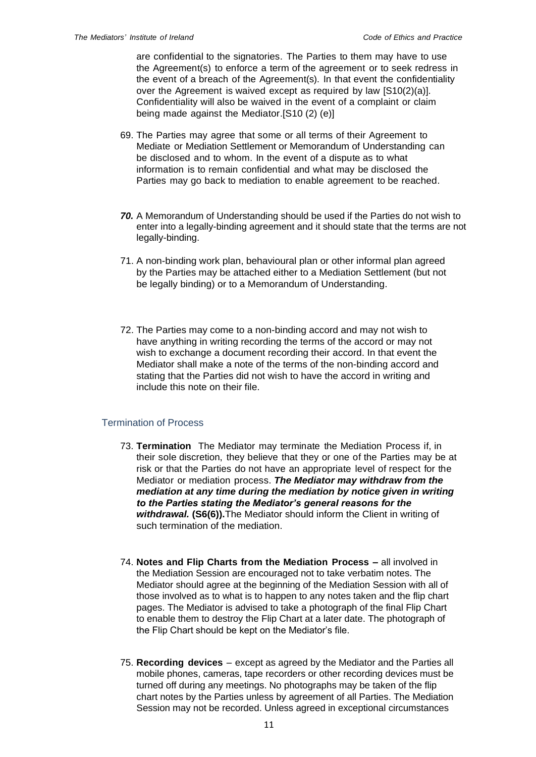are confidential to the signatories. The Parties to them may have to use the Agreement(s) to enforce a term of the agreement or to seek redress in the event of a breach of the Agreement(s). In that event the confidentiality over the Agreement is waived except as required by law [S10(2)(a)]. Confidentiality will also be waived in the event of a complaint or claim being made against the Mediator.[S10 (2) (e)]

69. The Parties may agree that some or all terms of their Agreement to Mediate or Mediation Settlement or Memorandum of Understanding can be disclosed and to whom. In the event of a dispute as to what information is to remain confidential and what may be disclosed the Parties may go back to mediation to enable agreement to be reached.

***70.*** A Memorandum of Understanding should be used if the Parties do not wish to enter into a legally-binding agreement and it should state that the terms are not legally-binding.

71. A non-binding work plan, behavioural plan or other informal plan agreed by the Parties may be attached either to a Mediation Settlement (but not be legally binding) or to a Memorandum of Understanding.

72. The Parties may come to a non-binding accord and may not wish to have anything in writing recording the terms of the accord or may not wish to exchange a document recording their accord. In that event the Mediator shall make a note of the terms of the non-binding accord and stating that the Parties did not wish to have the accord in writing and include this note on their file.

## Termination of Process

73. **Termination** The Mediator may terminate the Mediation Process if, in their sole discretion, they believe that they or one of the Parties may be at risk or that the Parties do not have an appropriate level of respect for the Mediator or mediation process. ***The Mediator may withdraw from the mediation at any time during the mediation by notice given in writing to the Parties stating the Mediator's general reasons for the withdrawal.*** **(S6(6)).**The Mediator should inform the Client in writing of such termination of the mediation.

74. **Notes and Flip Charts from the Mediation Process –** all involved in the Mediation Session are encouraged not to take verbatim notes. The Mediator should agree at the beginning of the Mediation Session with all of those involved as to what is to happen to any notes taken and the flip chart pages. The Mediator is advised to take a photograph of the final Flip Chart to enable them to destroy the Flip Chart at a later date. The photograph of the Flip Chart should be kept on the Mediator's file.

75. **Recording devices** – except as agreed by the Mediator and the Parties all mobile phones, cameras, tape recorders or other recording devices must be turned off during any meetings. No photographs may be taken of the flip chart notes by the Parties unless by agreement of all Parties. The Mediation Session may not be recorded. Unless agreed in exceptional circumstances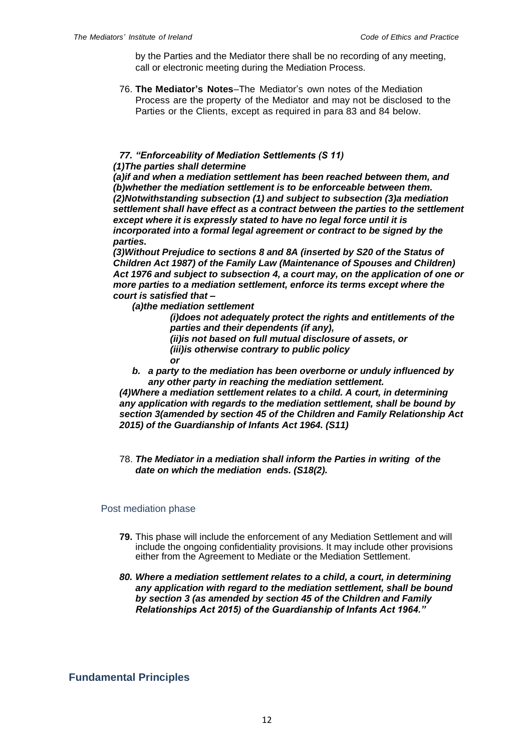by the Parties and the Mediator there shall be no recording of any meeting, call or electronic meeting during the Mediation Process.

76. **The Mediator's Notes**–The Mediator's own notes of the Mediation Process are the property of the Mediator and may not be disclosed to the Parties or the Clients, except as required in para 83 and 84 below.

77. ***"Enforceability of Mediation Settlements (S 11)***

***(1)The parties shall determine***

***(a)if and when a mediation settlement has been reached between them, and***
***(b)whether the mediation settlement is to be enforceable between them.***
***(2)Notwithstanding subsection (1) and subject to subsection (3)a mediation settlement shall have effect as a contract between the parties to the settlement except where it is expressly stated to have no legal force until it is incorporated into a formal legal agreement or contract to be signed by the parties.***
***(3)Without Prejudice to sections 8 and 8A (inserted by S20 of the Status of Children Act 1987) of the Family Law (Maintenance of Spouses and Children) Act 1976 and subject to subsection 4, a court may, on the application of one or more parties to a mediation settlement, enforce its terms except where the court is satisfied that –***

- ***(a)the mediation settlement***
  - ***(i)does not adequately protect the rights and entitlements of the parties and their dependents (if any),***
  - ***(ii)is not based on full mutual disclosure of assets, or***
  - ***(iii)is otherwise contrary to public policy***
  - ***or***
- ***b. a party to the mediation has been overborne or unduly influenced by any other party in reaching the mediation settlement.***

***(4)Where a mediation settlement relates to a child. A court, in determining any application with regards to the mediation settlement, shall be bound by section 3(amended by section 45 of the Children and Family Relationship Act 2015) of the Guardianship of Infants Act 1964. (S11)***

78. ***The Mediator in a mediation shall inform the Parties in writing of the date on which the mediation ends. (S18(2).***

### Post mediation phase

**79.** This phase will include the enforcement of any Mediation Settlement and will include the ongoing confidentiality provisions. It may include other provisions either from the Agreement to Mediate or the Mediation Settlement.

***80. Where a mediation settlement relates to a child, a court, in determining any application with regard to the mediation settlement, shall be bound by section 3 (as amended by section 45 of the Children and Family Relationships Act 2015) of the Guardianship of Infants Act 1964."***

## Fundamental Principles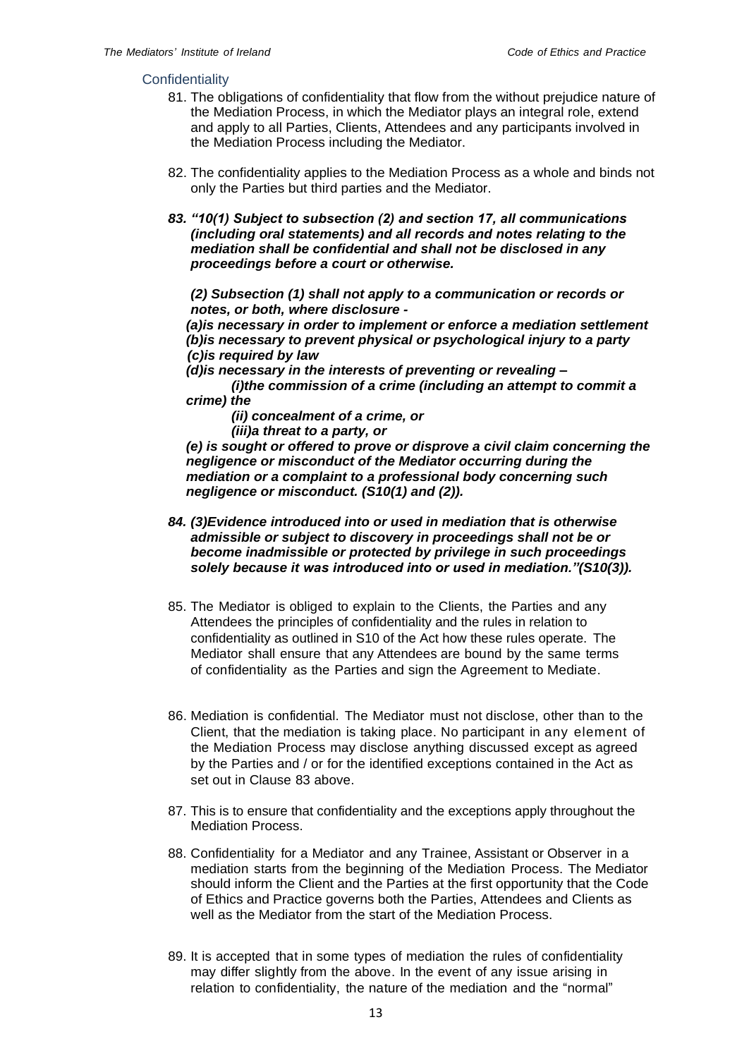## Confidentiality

81. The obligations of confidentiality that flow from the without prejudice nature of the Mediation Process, in which the Mediator plays an integral role, extend and apply to all Parties, Clients, Attendees and any participants involved in the Mediation Process including the Mediator.

82. The confidentiality applies to the Mediation Process as a whole and binds not only the Parties but third parties and the Mediator.

***83. "10(1) Subject to subsection (2) and section 17, all communications (including oral statements) and all records and notes relating to the mediation shall be confidential and shall not be disclosed in any proceedings before a court or otherwise.***

***(2) Subsection (1) shall not apply to a communication or records or notes, or both, where disclosure -***

***(a)is necessary in order to implement or enforce a mediation settlement***
***(b)is necessary to prevent physical or psychological injury to a party***
***(c)is required by law***
***(d)is necessary in the interests of preventing or revealing –***
***(i)the commission of a crime (including an attempt to commit a crime) the***
***(ii) concealment of a crime, or***
***(iii)a threat to a party, or***
***(e) is sought or offered to prove or disprove a civil claim concerning the negligence or misconduct of the Mediator occurring during the mediation or a complaint to a professional body concerning such negligence or misconduct. (S10(1) and (2)).***

***84. (3)Evidence introduced into or used in mediation that is otherwise admissible or subject to discovery in proceedings shall not be or become inadmissible or protected by privilege in such proceedings solely because it was introduced into or used in mediation."(S10(3)).***

85. The Mediator is obliged to explain to the Clients, the Parties and any Attendees the principles of confidentiality and the rules in relation to confidentiality as outlined in S10 of the Act how these rules operate. The Mediator shall ensure that any Attendees are bound by the same terms of confidentiality as the Parties and sign the Agreement to Mediate.

86. Mediation is confidential. The Mediator must not disclose, other than to the Client, that the mediation is taking place. No participant in any element of the Mediation Process may disclose anything discussed except as agreed by the Parties and / or for the identified exceptions contained in the Act as set out in Clause 83 above.

87. This is to ensure that confidentiality and the exceptions apply throughout the Mediation Process.

88. Confidentiality for a Mediator and any Trainee, Assistant or Observer in a mediation starts from the beginning of the Mediation Process. The Mediator should inform the Client and the Parties at the first opportunity that the Code of Ethics and Practice governs both the Parties, Attendees and Clients as well as the Mediator from the start of the Mediation Process.

89. It is accepted that in some types of mediation the rules of confidentiality may differ slightly from the above. In the event of any issue arising in relation to confidentiality, the nature of the mediation and the "normal"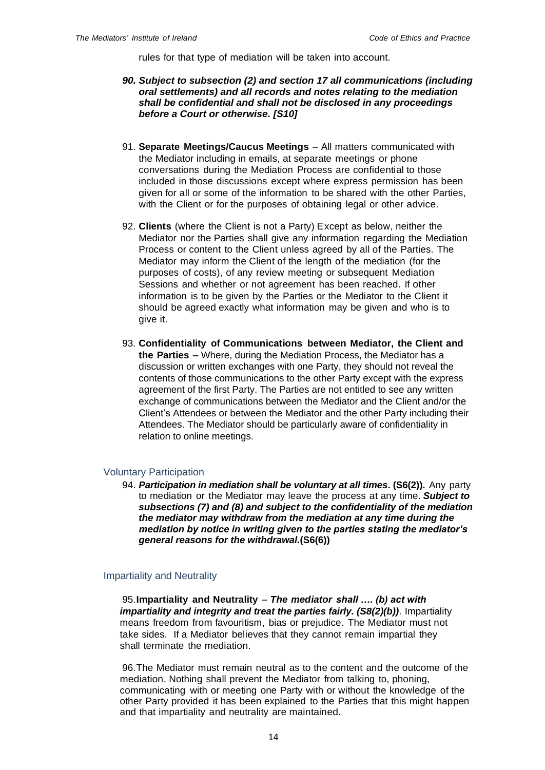rules for that type of mediation will be taken into account.

90. ***Subject to subsection (2) and section 17 all communications (including oral settlements) and all records and notes relating to the mediation shall be confidential and shall not be disclosed in any proceedings before a Court or otherwise. [S10]***

91. **Separate Meetings/Caucus Meetings** – All matters communicated with the Mediator including in emails, at separate meetings or phone conversations during the Mediation Process are confidential to those included in those discussions except where express permission has been given for all or some of the information to be shared with the other Parties, with the Client or for the purposes of obtaining legal or other advice.

92. **Clients** (where the Client is not a Party) Except as below, neither the Mediator nor the Parties shall give any information regarding the Mediation Process or content to the Client unless agreed by all of the Parties. The Mediator may inform the Client of the length of the mediation (for the purposes of costs), of any review meeting or subsequent Mediation Sessions and whether or not agreement has been reached. If other information is to be given by the Parties or the Mediator to the Client it should be agreed exactly what information may be given and who is to give it.

93. **Confidentiality of Communications between Mediator, the Client and the Parties –** Where, during the Mediation Process, the Mediator has a discussion or written exchanges with one Party, they should not reveal the contents of those communications to the other Party except with the express agreement of the first Party. The Parties are not entitled to see any written exchange of communications between the Mediator and the Client and/or the Client's Attendees or between the Mediator and the other Party including their Attendees. The Mediator should be particularly aware of confidentiality in relation to online meetings.

## Voluntary Participation

94. ***Participation in mediation shall be voluntary at all times*. (S6(2)).** Any party to mediation or the Mediator may leave the process at any time. ***Subject to subsections (7) and (8) and subject to the confidentiality of the mediation the mediator may withdraw from the mediation at any time during the mediation by notice in writing given to the parties stating the mediator's general reasons for the withdrawal.*(S6(6))**

## Impartiality and Neutrality

95. **Impartiality and Neutrality** – ***The mediator shall …. (b) act with impartiality and integrity and treat the parties fairly. (S8(2)(b))***. Impartiality means freedom from favouritism, bias or prejudice. The Mediator must not take sides. If a Mediator believes that they cannot remain impartial they shall terminate the mediation.

96. The Mediator must remain neutral as to the content and the outcome of the mediation. Nothing shall prevent the Mediator from talking to, phoning, communicating with or meeting one Party with or without the knowledge of the other Party provided it has been explained to the Parties that this might happen and that impartiality and neutrality are maintained.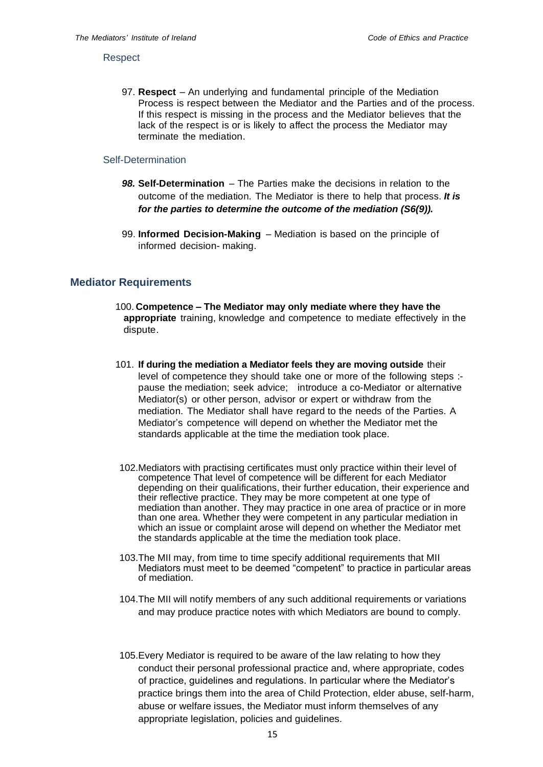### Respect

97. **Respect** – An underlying and fundamental principle of the Mediation Process is respect between the Mediator and the Parties and of the process. If this respect is missing in the process and the Mediator believes that the lack of the respect is or is likely to affect the process the Mediator may terminate the mediation.

### Self-Determination

***98.*** **Self-Determination** – The Parties make the decisions in relation to the outcome of the mediation. The Mediator is there to help that process. ***It is for the parties to determine the outcome of the mediation (S6(9)).***

99. **Informed Decision-Making** – Mediation is based on the principle of informed decision- making.

## Mediator Requirements

100. **Competence – The Mediator may only mediate where they have the appropriate** training, knowledge and competence to mediate effectively in the dispute.

101. **If during the mediation a Mediator feels they are moving outside** their level of competence they should take one or more of the following steps :- pause the mediation; seek advice; introduce a co-Mediator or alternative Mediator(s) or other person, advisor or expert or withdraw from the mediation. The Mediator shall have regard to the needs of the Parties. A Mediator's competence will depend on whether the Mediator met the standards applicable at the time the mediation took place.

102. Mediators with practising certificates must only practice within their level of competence That level of competence will be different for each Mediator depending on their qualifications, their further education, their experience and their reflective practice. They may be more competent at one type of mediation than another. They may practice in one area of practice or in more than one area. Whether they were competent in any particular mediation in which an issue or complaint arose will depend on whether the Mediator met the standards applicable at the time the mediation took place.

103. The MII may, from time to time specify additional requirements that MII Mediators must meet to be deemed "competent" to practice in particular areas of mediation.

104. The MII will notify members of any such additional requirements or variations and may produce practice notes with which Mediators are bound to comply.

105. Every Mediator is required to be aware of the law relating to how they conduct their personal professional practice and, where appropriate, codes of practice, guidelines and regulations. In particular where the Mediator's practice brings them into the area of Child Protection, elder abuse, self-harm, abuse or welfare issues, the Mediator must inform themselves of any appropriate legislation, policies and guidelines.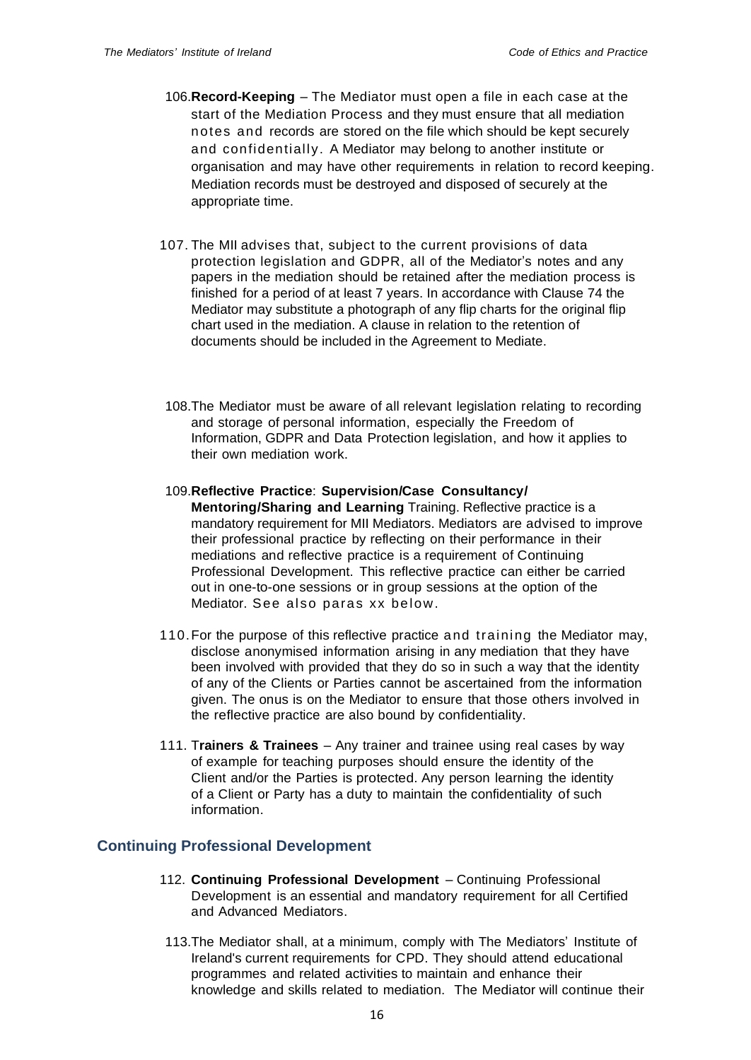106. **Record-Keeping** – The Mediator must open a file in each case at the start of the Mediation Process and they must ensure that all mediation notes and records are stored on the file which should be kept securely and confidentially. A Mediator may belong to another institute or organisation and may have other requirements in relation to record keeping. Mediation records must be destroyed and disposed of securely at the appropriate time.

107. The MII advises that, subject to the current provisions of data protection legislation and GDPR, all of the Mediator's notes and any papers in the mediation should be retained after the mediation process is finished for a period of at least 7 years. In accordance with Clause 74 the Mediator may substitute a photograph of any flip charts for the original flip chart used in the mediation. A clause in relation to the retention of documents should be included in the Agreement to Mediate.

108. The Mediator must be aware of all relevant legislation relating to recording and storage of personal information, especially the Freedom of Information, GDPR and Data Protection legislation, and how it applies to their own mediation work.

109. **Reflective Practice**: **Supervision/Case Consultancy/ Mentoring/Sharing and Learning** Training. Reflective practice is a mandatory requirement for MII Mediators. Mediators are advised to improve their professional practice by reflecting on their performance in their mediations and reflective practice is a requirement of Continuing Professional Development. This reflective practice can either be carried out in one-to-one sessions or in group sessions at the option of the Mediator. See also paras xx below.

110. For the purpose of this reflective practice and training the Mediator may, disclose anonymised information arising in any mediation that they have been involved with provided that they do so in such a way that the identity of any of the Clients or Parties cannot be ascertained from the information given. The onus is on the Mediator to ensure that those others involved in the reflective practice are also bound by confidentiality.

111. T**rainers & Trainees** – Any trainer and trainee using real cases by way of example for teaching purposes should ensure the identity of the Client and/or the Parties is protected. Any person learning the identity of a Client or Party has a duty to maintain the confidentiality of such information.

## Continuing Professional Development

112. **Continuing Professional Development** – Continuing Professional Development is an essential and mandatory requirement for all Certified and Advanced Mediators.

113. The Mediator shall, at a minimum, comply with The Mediators' Institute of Ireland's current requirements for CPD. They should attend educational programmes and related activities to maintain and enhance their knowledge and skills related to mediation. The Mediator will continue their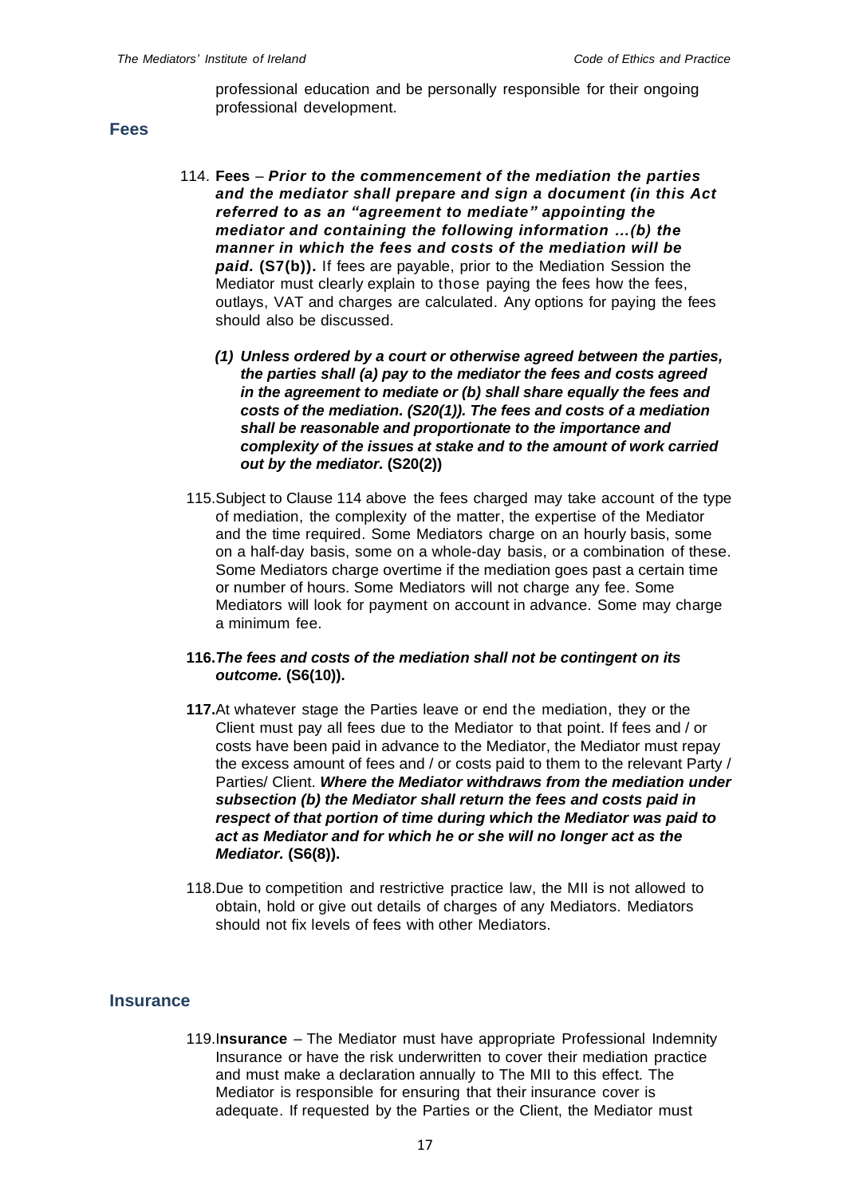professional education and be personally responsible for their ongoing professional development.

## Fees

114. **Fees** – ***Prior to the commencement of the mediation the parties and the mediator shall prepare and sign a document (in this Act referred to as an "agreement to mediate" appointing the mediator and containing the following information …(b) the manner in which the fees and costs of the mediation will be paid.*** **(S7(b)).** If fees are payable, prior to the Mediation Session the Mediator must clearly explain to those paying the fees how the fees, outlays, VAT and charges are calculated. Any options for paying the fees should also be discussed.

    ***(1) Unless ordered by a court or otherwise agreed between the parties, the parties shall (a) pay to the mediator the fees and costs agreed in the agreement to mediate or (b) shall share equally the fees and costs of the mediation. (S20(1)). The fees and costs of a mediation shall be reasonable and proportionate to the importance and complexity of the issues at stake and to the amount of work carried out by the mediator.*** **(S20(2))**

115. Subject to Clause 114 above the fees charged may take account of the type of mediation, the complexity of the matter, the expertise of the Mediator and the time required. Some Mediators charge on an hourly basis, some on a half-day basis, some on a whole-day basis, or a combination of these. Some Mediators charge overtime if the mediation goes past a certain time or number of hours. Some Mediators will not charge any fee. Some Mediators will look for payment on account in advance. Some may charge a minimum fee.

**116.** ***The fees and costs of the mediation shall not be contingent on its outcome.*** **(S6(10)).**

**117.** At whatever stage the Parties leave or end the mediation, they or the Client must pay all fees due to the Mediator to that point. If fees and / or costs have been paid in advance to the Mediator, the Mediator must repay the excess amount of fees and / or costs paid to them to the relevant Party / Parties/ Client. ***Where the Mediator withdraws from the mediation under subsection (b) the Mediator shall return the fees and costs paid in respect of that portion of time during which the Mediator was paid to act as Mediator and for which he or she will no longer act as the Mediator.*** **(S6(8)).**

118. Due to competition and restrictive practice law, the MII is not allowed to obtain, hold or give out details of charges of any Mediators. Mediators should not fix levels of fees with other Mediators.

## Insurance

119. **Insurance** – The Mediator must have appropriate Professional Indemnity Insurance or have the risk underwritten to cover their mediation practice and must make a declaration annually to The MII to this effect. The Mediator is responsible for ensuring that their insurance cover is adequate. If requested by the Parties or the Client, the Mediator must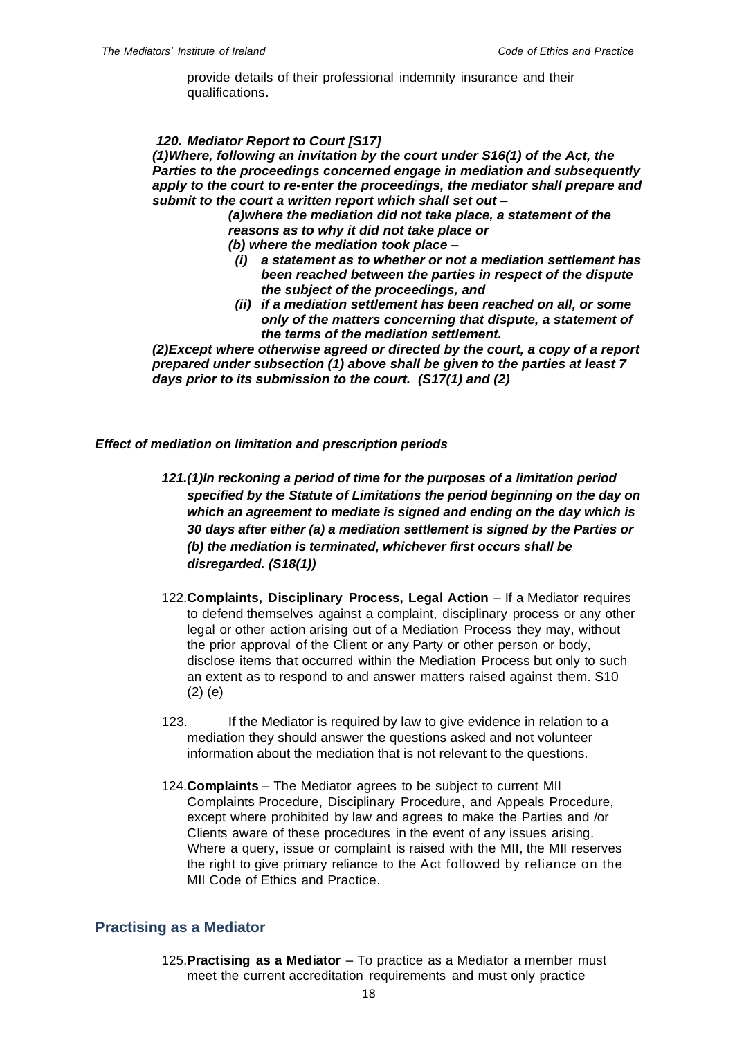provide details of their professional indemnity insurance and their qualifications.

***120. Mediator Report to Court [S17]***

***(1)Where, following an invitation by the court under S16(1) of the Act, the Parties to the proceedings concerned engage in mediation and subsequently apply to the court to re-enter the proceedings, the mediator shall prepare and submit to the court a written report which shall set out –***

> ***(a)where the mediation did not take place, a statement of the reasons as to why it did not take place or***
>
> ***(b) where the mediation took place –***
>
> > ***(i) a statement as to whether or not a mediation settlement has been reached between the parties in respect of the dispute the subject of the proceedings, and***
> >
> > ***(ii) if a mediation settlement has been reached on all, or some only of the matters concerning that dispute, a statement of the terms of the mediation settlement.***

***(2)Except where otherwise agreed or directed by the court, a copy of a report prepared under subsection (1) above shall be given to the parties at least 7 days prior to its submission to the court. (S17(1) and (2)***

***Effect of mediation on limitation and prescription periods***

***121.(1)In reckoning a period of time for the purposes of a limitation period specified by the Statute of Limitations the period beginning on the day on which an agreement to mediate is signed and ending on the day which is 30 days after either (a) a mediation settlement is signed by the Parties or (b) the mediation is terminated, whichever first occurs shall be disregarded. (S18(1))***

122.**Complaints, Disciplinary Process, Legal Action** – If a Mediator requires to defend themselves against a complaint, disciplinary process or any other legal or other action arising out of a Mediation Process they may, without the prior approval of the Client or any Party or other person or body, disclose items that occurred within the Mediation Process but only to such an extent as to respond to and answer matters raised against them. S10 (2) (e)

123. If the Mediator is required by law to give evidence in relation to a mediation they should answer the questions asked and not volunteer information about the mediation that is not relevant to the questions.

124.**Complaints** – The Mediator agrees to be subject to current MII Complaints Procedure, Disciplinary Procedure, and Appeals Procedure, except where prohibited by law and agrees to make the Parties and /or Clients aware of these procedures in the event of any issues arising. Where a query, issue or complaint is raised with the MII, the MII reserves the right to give primary reliance to the Act followed by reliance on the MII Code of Ethics and Practice.

## Practising as a Mediator

125.**Practising as a Mediator** – To practice as a Mediator a member must meet the current accreditation requirements and must only practice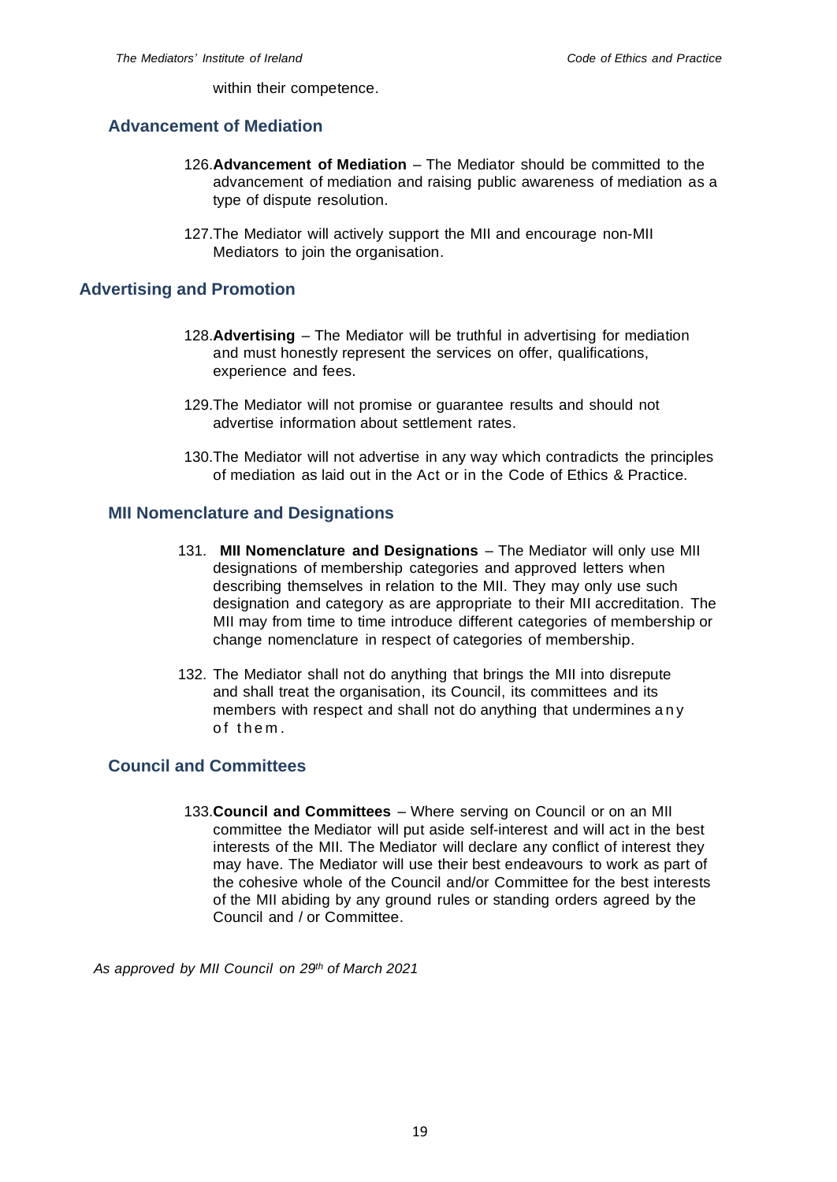within their competence.

## Advancement of Mediation

126. **Advancement of Mediation** – The Mediator should be committed to the advancement of mediation and raising public awareness of mediation as a type of dispute resolution.

127. The Mediator will actively support the MII and encourage non-MII Mediators to join the organisation.

## Advertising and Promotion

128. **Advertising** – The Mediator will be truthful in advertising for mediation and must honestly represent the services on offer, qualifications, experience and fees.

129. The Mediator will not promise or guarantee results and should not advertise information about settlement rates.

130. The Mediator will not advertise in any way which contradicts the principles of mediation as laid out in the Act or in the Code of Ethics & Practice.

## MII Nomenclature and Designations

131. **MII Nomenclature and Designations** – The Mediator will only use MII designations of membership categories and approved letters when describing themselves in relation to the MII. They may only use such designation and category as are appropriate to their MII accreditation. The MII may from time to time introduce different categories of membership or change nomenclature in respect of categories of membership.

132. The Mediator shall not do anything that brings the MII into disrepute and shall treat the organisation, its Council, its committees and its members with respect and shall not do anything that undermines any of them.

## Council and Committees

133. **Council and Committees** – Where serving on Council or on an MII committee the Mediator will put aside self-interest and will act in the best interests of the MII. The Mediator will declare any conflict of interest they may have. The Mediator will use their best endeavours to work as part of the cohesive whole of the Council and/or Committee for the best interests of the MII abiding by any ground rules or standing orders agreed by the Council and / or Committee.

*As approved by MII Council on 29th of March 2021*